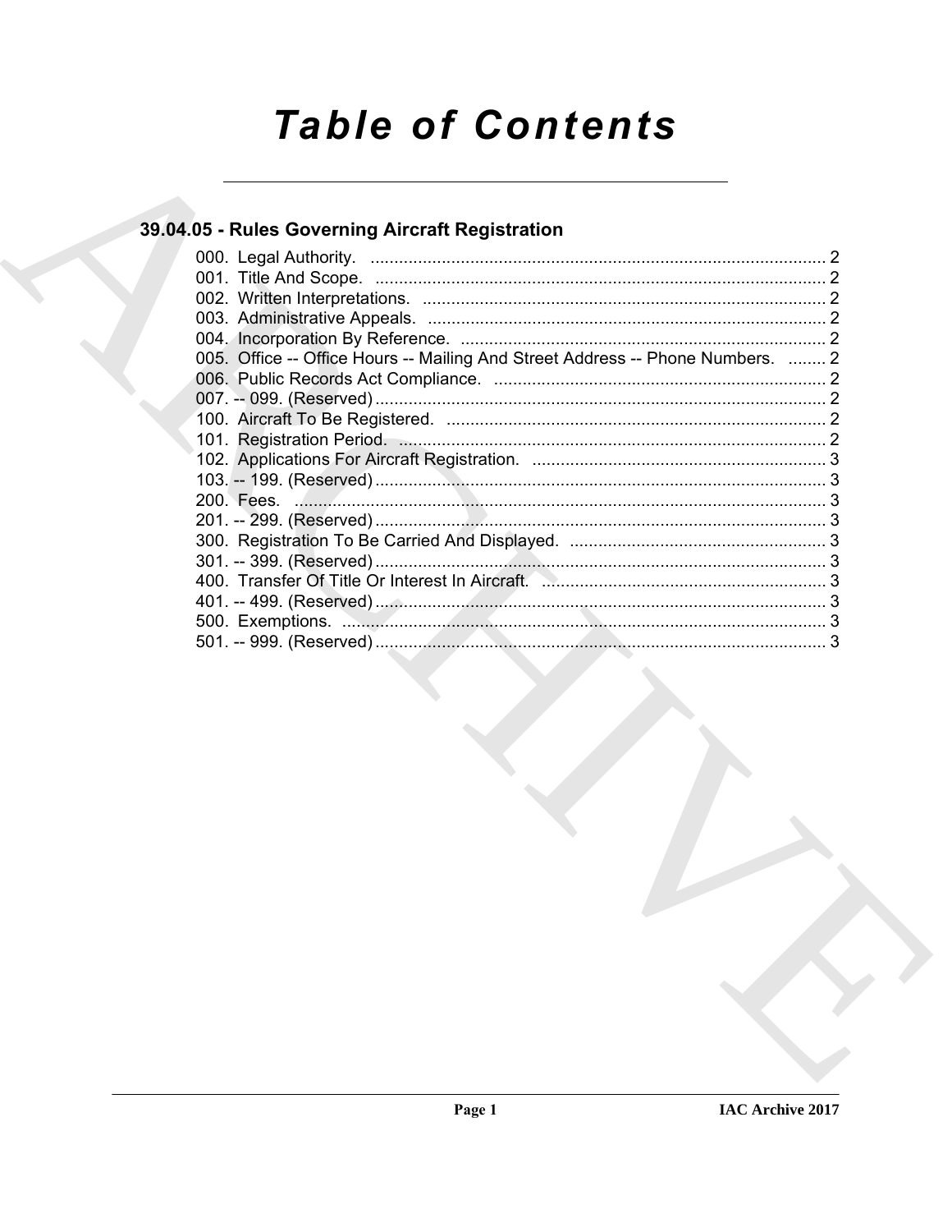# Table of Contents

## 39.04.05 - Rules Governing Aircraft Registration

000. Legal Authority. ........................................................................................ 2
001. Title And Scope. ........................................................................................ 2
002. Written Interpretations. ........................................................................................ 2
003. Administrative Appeals. ........................................................................................ 2
004. Incorporation By Reference. ........................................................................................ 2
005. Office -- Office Hours -- Mailing And Street Address -- Phone Numbers. ........ 2
006. Public Records Act Compliance. ........................................................................................ 2
007. -- 099. (Reserved) ........................................................................................ 2
100. Aircraft To Be Registered. ........................................................................................ 2
101. Registration Period. ........................................................................................ 2
102. Applications For Aircraft Registration. ........................................................................................ 3
103. -- 199. (Reserved) ........................................................................................ 3
200. Fees. ........................................................................................ 3
201. -- 299. (Reserved) ........................................................................................ 3
300. Registration To Be Carried And Displayed. ........................................................................................ 3
301. -- 399. (Reserved) ........................................................................................ 3
400. Transfer Of Title Or Interest In Aircraft. ........................................................................................ 3
401. -- 499. (Reserved) ........................................................................................ 3
500. Exemptions. ........................................................................................ 3
501. -- 999. (Reserved) ........................................................................................ 3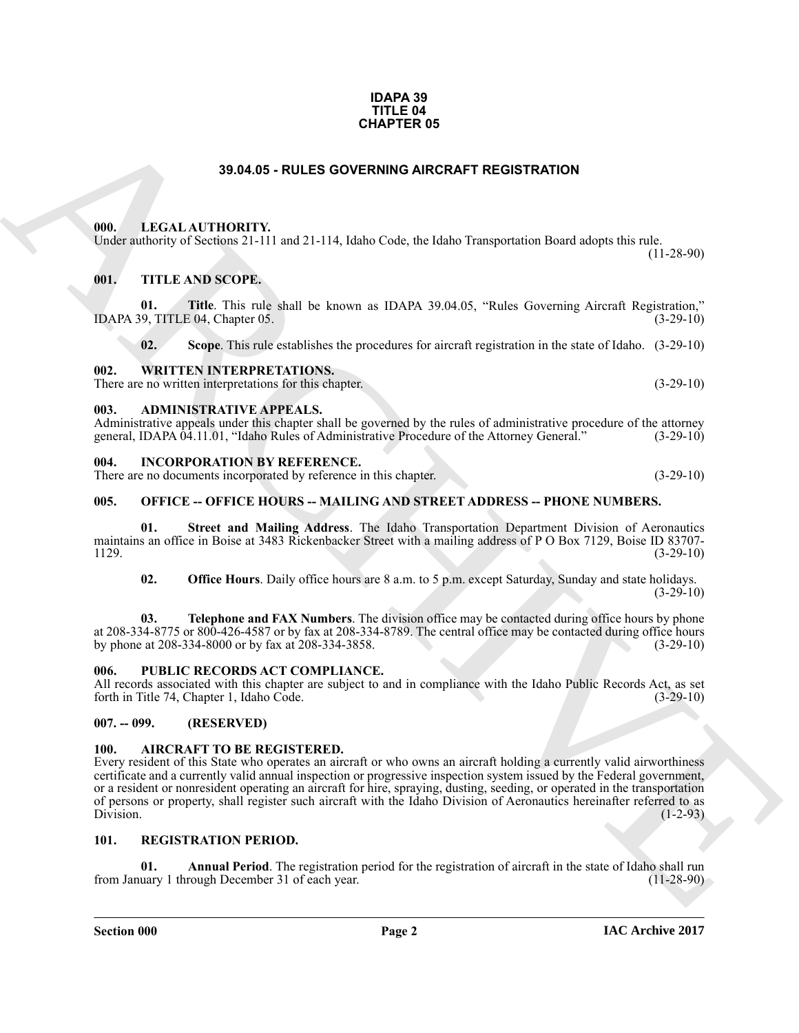**IDAPA 39**
**TITLE 04**
**CHAPTER 05**

# 39.04.05 - RULES GOVERNING AIRCRAFT REGISTRATION

## 000. LEGAL AUTHORITY.

Under authority of Sections 21-111 and 21-114, Idaho Code, the Idaho Transportation Board adopts this rule. (11-28-90)

## 001. TITLE AND SCOPE.

**01. Title**. This rule shall be known as IDAPA 39.04.05, "Rules Governing Aircraft Registration," IDAPA 39, TITLE 04, Chapter 05. (3-29-10)

**02. Scope**. This rule establishes the procedures for aircraft registration in the state of Idaho. (3-29-10)

## 002. WRITTEN INTERPRETATIONS.

There are no written interpretations for this chapter. (3-29-10)

## 003. ADMINISTRATIVE APPEALS.

Administrative appeals under this chapter shall be governed by the rules of administrative procedure of the attorney general, IDAPA 04.11.01, "Idaho Rules of Administrative Procedure of the Attorney General." (3-29-10)

## 004. INCORPORATION BY REFERENCE.

There are no documents incorporated by reference in this chapter. (3-29-10)

## 005. OFFICE -- OFFICE HOURS -- MAILING AND STREET ADDRESS -- PHONE NUMBERS.

**01. Street and Mailing Address**. The Idaho Transportation Department Division of Aeronautics maintains an office in Boise at 3483 Rickenbacker Street with a mailing address of P O Box 7129, Boise ID 83707-1129. (3-29-10)

**02. Office Hours**. Daily office hours are 8 a.m. to 5 p.m. except Saturday, Sunday and state holidays. (3-29-10)

**03. Telephone and FAX Numbers**. The division office may be contacted during office hours by phone at 208-334-8775 or 800-426-4587 or by fax at 208-334-8789. The central office may be contacted during office hours by phone at 208-334-8000 or by fax at 208-334-3858. (3-29-10)

## 006. PUBLIC RECORDS ACT COMPLIANCE.

All records associated with this chapter are subject to and in compliance with the Idaho Public Records Act, as set forth in Title 74, Chapter 1, Idaho Code. (3-29-10)

## 007. -- 099. (RESERVED)

## 100. AIRCRAFT TO BE REGISTERED.

Every resident of this State who operates an aircraft or who owns an aircraft holding a currently valid airworthiness certificate and a currently valid annual inspection or progressive inspection system issued by the Federal government, or a resident or nonresident operating an aircraft for hire, spraying, dusting, seeding, or operated in the transportation of persons or property, shall register such aircraft with the Idaho Division of Aeronautics hereinafter referred to as Division. (1-2-93)

## 101. REGISTRATION PERIOD.

**01. Annual Period**. The registration period for the registration of aircraft in the state of Idaho shall run from January 1 through December 31 of each year. (11-28-90)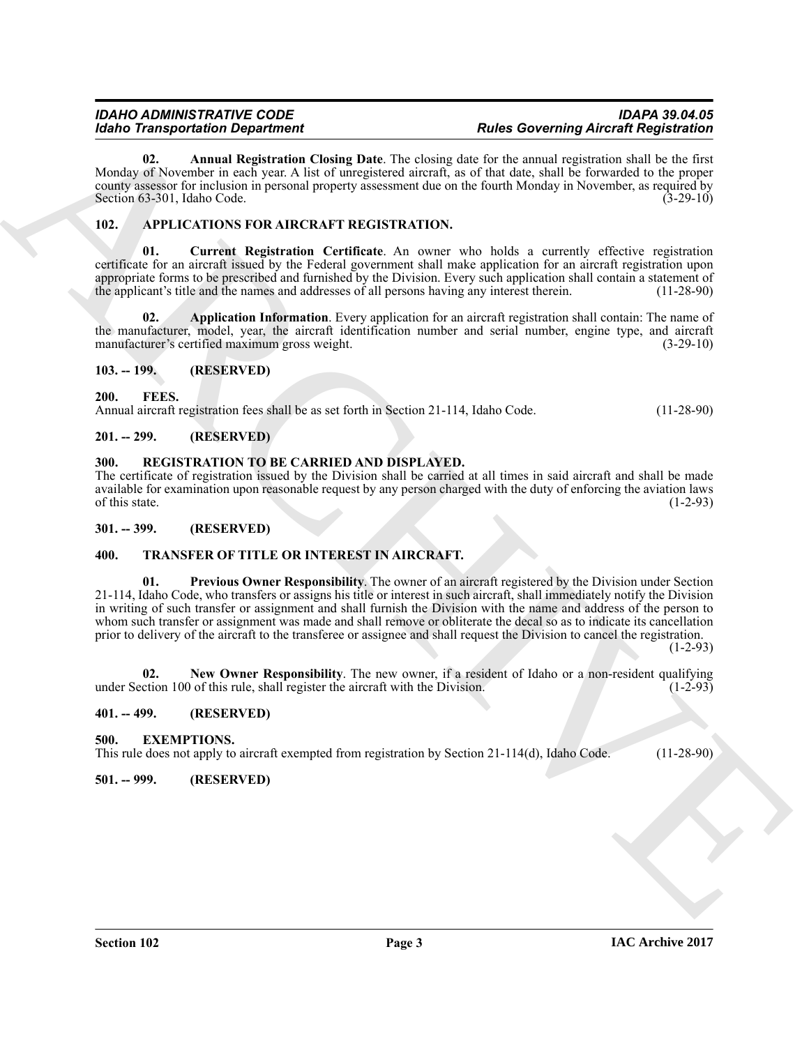**02. Annual Registration Closing Date**. The closing date for the annual registration shall be the first Monday of November in each year. A list of unregistered aircraft, as of that date, shall be forwarded to the proper county assessor for inclusion in personal property assessment due on the fourth Monday in November, as required by Section 63-301, Idaho Code. (3-29-10)

## 102. APPLICATIONS FOR AIRCRAFT REGISTRATION.

**01. Current Registration Certificate**. An owner who holds a currently effective registration certificate for an aircraft issued by the Federal government shall make application for an aircraft registration upon appropriate forms to be prescribed and furnished by the Division. Every such application shall contain a statement of the applicant's title and the names and addresses of all persons having any interest therein. (11-28-90)

**02. Application Information**. Every application for an aircraft registration shall contain: The name of the manufacturer, model, year, the aircraft identification number and serial number, engine type, and aircraft manufacturer's certified maximum gross weight. (3-29-10)

## 103. -- 199. (RESERVED)

## 200. FEES.

Annual aircraft registration fees shall be as set forth in Section 21-114, Idaho Code. (11-28-90)

## 201. -- 299. (RESERVED)

## 300. REGISTRATION TO BE CARRIED AND DISPLAYED.

The certificate of registration issued by the Division shall be carried at all times in said aircraft and shall be made available for examination upon reasonable request by any person charged with the duty of enforcing the aviation laws of this state. (1-2-93)

## 301. -- 399. (RESERVED)

## 400. TRANSFER OF TITLE OR INTEREST IN AIRCRAFT.

**01. Previous Owner Responsibility**. The owner of an aircraft registered by the Division under Section 21-114, Idaho Code, who transfers or assigns his title or interest in such aircraft, shall immediately notify the Division in writing of such transfer or assignment and shall furnish the Division with the name and address of the person to whom such transfer or assignment was made and shall remove or obliterate the decal so as to indicate its cancellation prior to delivery of the aircraft to the transferee or assignee and shall request the Division to cancel the registration. (1-2-93)

**02. New Owner Responsibility**. The new owner, if a resident of Idaho or a non-resident qualifying under Section 100 of this rule, shall register the aircraft with the Division. (1-2-93)

## 401. -- 499. (RESERVED)

## 500. EXEMPTIONS.

This rule does not apply to aircraft exempted from registration by Section 21-114(d), Idaho Code. (11-28-90)

## 501. -- 999. (RESERVED)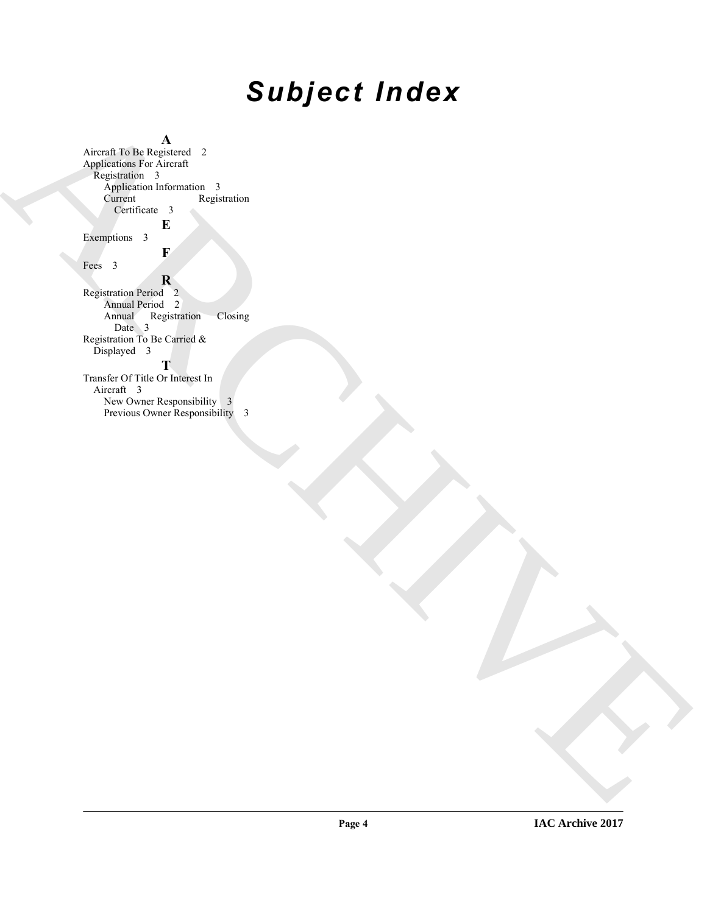# *Subject Index*

**A**

Aircraft To Be Registered 2
Applications For Aircraft Registration 3
- Application Information 3
- Current Registration Certificate 3

**E**

Exemptions 3

**F**

Fees 3

**R**

Registration Period 2
- Annual Period 2
- Annual Registration Closing Date 3

Registration To Be Carried & Displayed 3

**T**

Transfer Of Title Or Interest In Aircraft 3
- New Owner Responsibility 3
- Previous Owner Responsibility 3